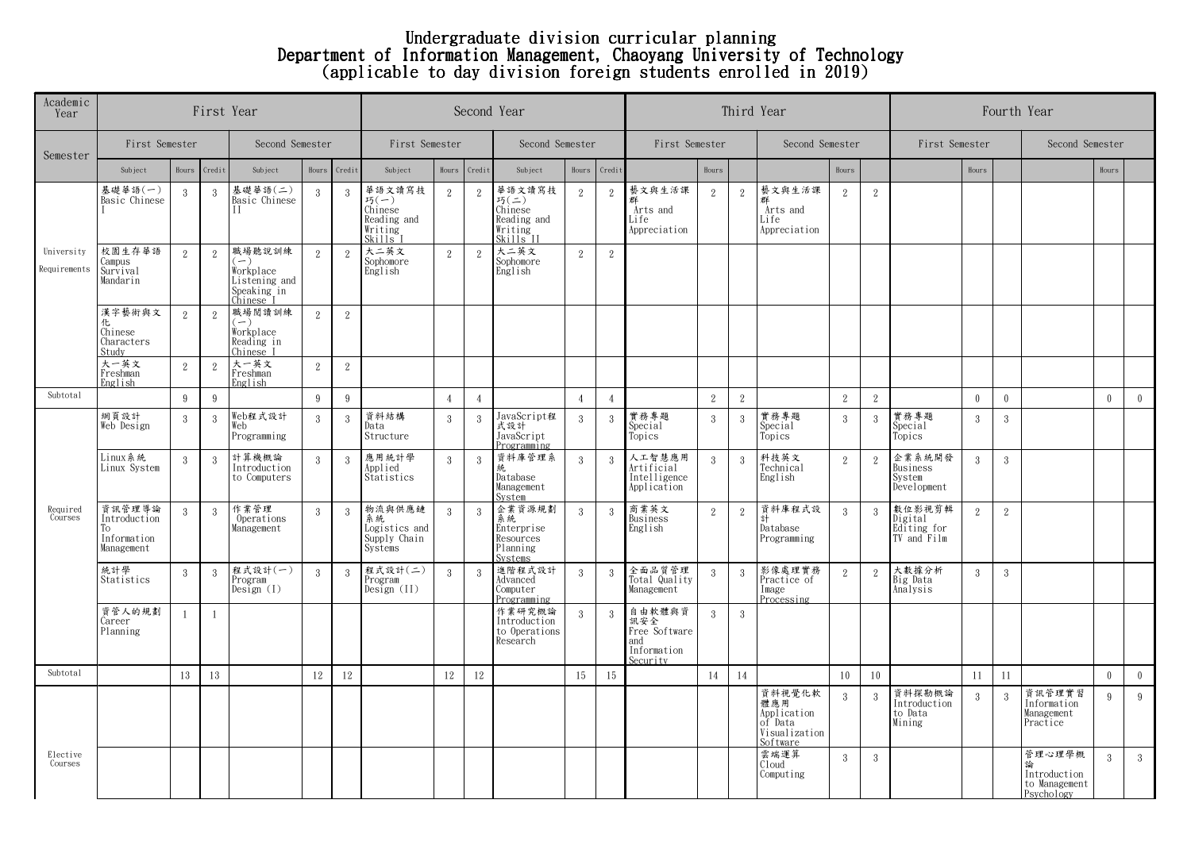# Undergraduate division curricular planning
# Department of Information Management, Chaoyang University of Technology
## (applicable to day division foreign students enrolled in 2019)

| Academic Year | First Year | | | | | | Second Year | | | | | | Third Year | | | | | | Fourth Year | | | | | |
|---|---|---|---|---|---|---|---|---|---|---|---|---|---|---|---|---|---|---|---|---|---|---|---|---|
| Semester | First Semester | | | Second Semester | | | First Semester | | | Second Semester | | | First Semester | | | Second Semester | | | First Semester | | | Second Semester | | |
| | Subject | Hours | Credit | Subject | Hours | Credit | Subject | Hours | Credit | Subject | Hours | Credit | | Hours | | | Hours | | | Hours | | | Hours | |
| University Requirements | 基礎華語(一) Basic Chinese I | 3 | 3 | 基礎華語(二) Basic Chinese II | 3 | 3 | 華語文讀寫技巧(一) Chinese Reading and Writing Skills I | 2 | 2 | 華語文讀寫技巧(二) Chinese Reading and Writing Skills II | 2 | 2 | 藝文與生活課群 Arts and Life Appreciation | 2 | 2 | 藝文與生活課群 Arts and Life Appreciation | 2 | 2 | | | | | | |
| | 校園生存華語 Campus Survival Mandarin | 2 | 2 | 職場聽說訓練(一) Workplace Listening and Speaking in Chinese I | 2 | 2 | 大二英文 Sophomore English | 2 | 2 | 大二英文 Sophomore English | 2 | 2 | | | | | | | | | | | | |
| | 漢字藝術與文化 Chinese Characters Study | 2 | 2 | 職場閱讀訓練(一) Workplace Reading in Chinese I | 2 | 2 | | | | | | | | | | | | | | | | | | |
| | 大一英文 Freshman English | 2 | 2 | 大一英文 Freshman English | 2 | 2 | | | | | | | | | | | | | | | | | | |
| Subtotal | | 9 | 9 | | 9 | 9 | | 4 | 4 | | 4 | 4 | | 2 | 2 | | 2 | 2 | | 0 | 0 | | 0 | 0 |
| Required Courses | 網頁設計 Web Design | 3 | 3 | Web程式設計 Web Programming | 3 | 3 | 資料結構 Data Structure | 3 | 3 | JavaScript程式設計 JavaScript Programming | 3 | 3 | 實務專題 Special Topics | 3 | 3 | 實務專題 Special Topics | 3 | 3 | 實務專題 Special Topics | 3 | 3 | | | |
| | Linux系統 Linux System | 3 | 3 | 計算機概論 Introduction to Computers | 3 | 3 | 應用統計學 Applied Statistics | 3 | 3 | 資料庫管理系統 Database Management System | 3 | 3 | 人工智慧應用 Artificial Intelligence Application | 3 | 3 | 科技英文 Technical English | 2 | 2 | 企業系統開發 Business System Development | 3 | 3 | | | |
| | 資訊管理導論 Introduction To Information Management | 3 | 3 | 作業管理 Operations Management | 3 | 3 | 物流與供應鏈系統 Logistics and Supply Chain Systems | 3 | 3 | 企業資源規劃系統 Enterprise Resources Planning Systems | 3 | 3 | 商業英文 Business English | 2 | 2 | 資料庫程式設計 Database Programming | 3 | 3 | 數位影視剪輯 Digital Editing for TV and Film | 2 | 2 | | | |
| | 統計學 Statistics | 3 | 3 | 程式設計(一) Program Design (I) | 3 | 3 | 程式設計(二) Program Design (II) | 3 | 3 | 進階程式設計 Advanced Computer Programming | 3 | 3 | 全面品質管理 Total Quality Management | 3 | 3 | 影像處理實務 Practice of Image Processing | 2 | 2 | 大數據分析 Big Data Analysis | 3 | 3 | | | |
| | 資管人的規劃 Career Planning | 1 | 1 | | | | | | | 作業研究概論 Introduction to Operations Research | 3 | 3 | 自由軟體與資訊安全 Free Software and Information Security | 3 | 3 | | | | | | | | | |
| Subtotal | | 13 | 13 | | 12 | 12 | | 12 | 12 | | 15 | 15 | | 14 | 14 | | 10 | 10 | | 11 | 11 | | 0 | 0 |
| Elective Courses | | | | | | | | | | | | | | | | 資料視覺化軟體應用 Application of Data Visualization Software | 3 | 3 | 資料探勘概論 Introduction to Data Mining | 3 | 3 | 資訊管理實習 Information Management Practice | 9 | 9 |
| | | | | | | | | | | | | | | | | 雲端運算 Cloud Computing | 3 | 3 | | | | 管理心理學概論 Introduction to Management Psychology | 3 | 3 |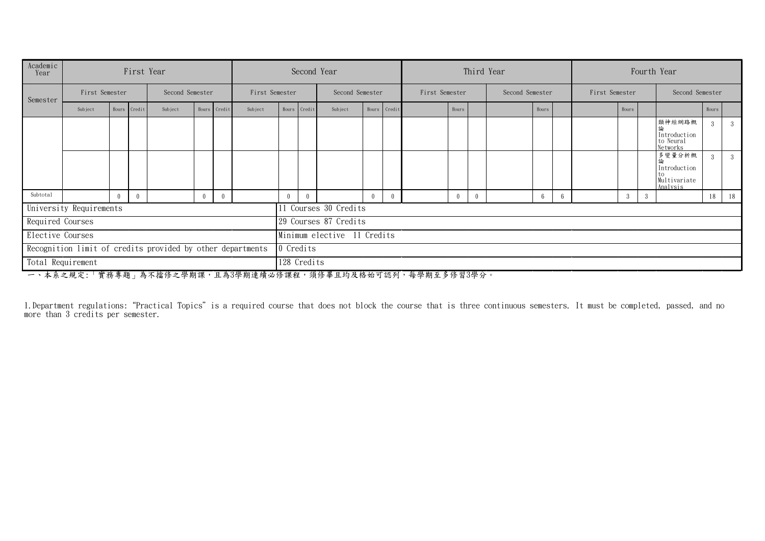| Academic Year | First Year | | | | | | Second Year | | | | | | Third Year | | | | | | Fourth Year | | | | | |
|---|---|---|---|---|---|---|---|---|---|---|---|---|---|---|---|---|---|---|---|---|---|---|---|---|
| Semester | First Semester | | | Second Semester | | | First Semester | | | Second Semester | | | First Semester | | | Second Semester | | | First Semester | | | Second Semester | | |
| | Subject | Hours | Credit | Subject | Hours | Credit | Subject | Hours | Credit | Subject | Hours | Credit | | Hours | | | Hours | | | Hours | | | Hours | |
| | | | | | | | | | | | | | | | | | | | | | | 類神經網路概論 Introduction to Neural Networks | 3 | 3 |
| | | | | | | | | | | | | | | | | | | | | | | 多變量分析概論 Introduction to Multivariate Analysis | 3 | 3 |
| Subtotal | | 0 | 0 | | 0 | 0 | | 0 | 0 | | 0 | 0 | | 0 | 0 | | 6 | 6 | | 3 | 3 | | 18 | 18 |

| | |
|---|---|
| University Requirements | 11 Courses 30 Credits |
| Required Courses | 29 Courses 87 Credits |
| Elective Courses | Minimum elective 11 Credits |
| Recognition limit of credits provided by other departments | 0 Credits |
| Total Requirement | 128 Credits |

一、本系之規定:「實務專題」為不擋修之學期課，且為3學期連續必修課程，須修畢且均及格始可認列，每學期至多修習3學分。

1.Department regulations: "Practical Topics" is a required course that does not block the course that is three continuous semesters. It must be completed, passed, and no more than 3 credits per semester.